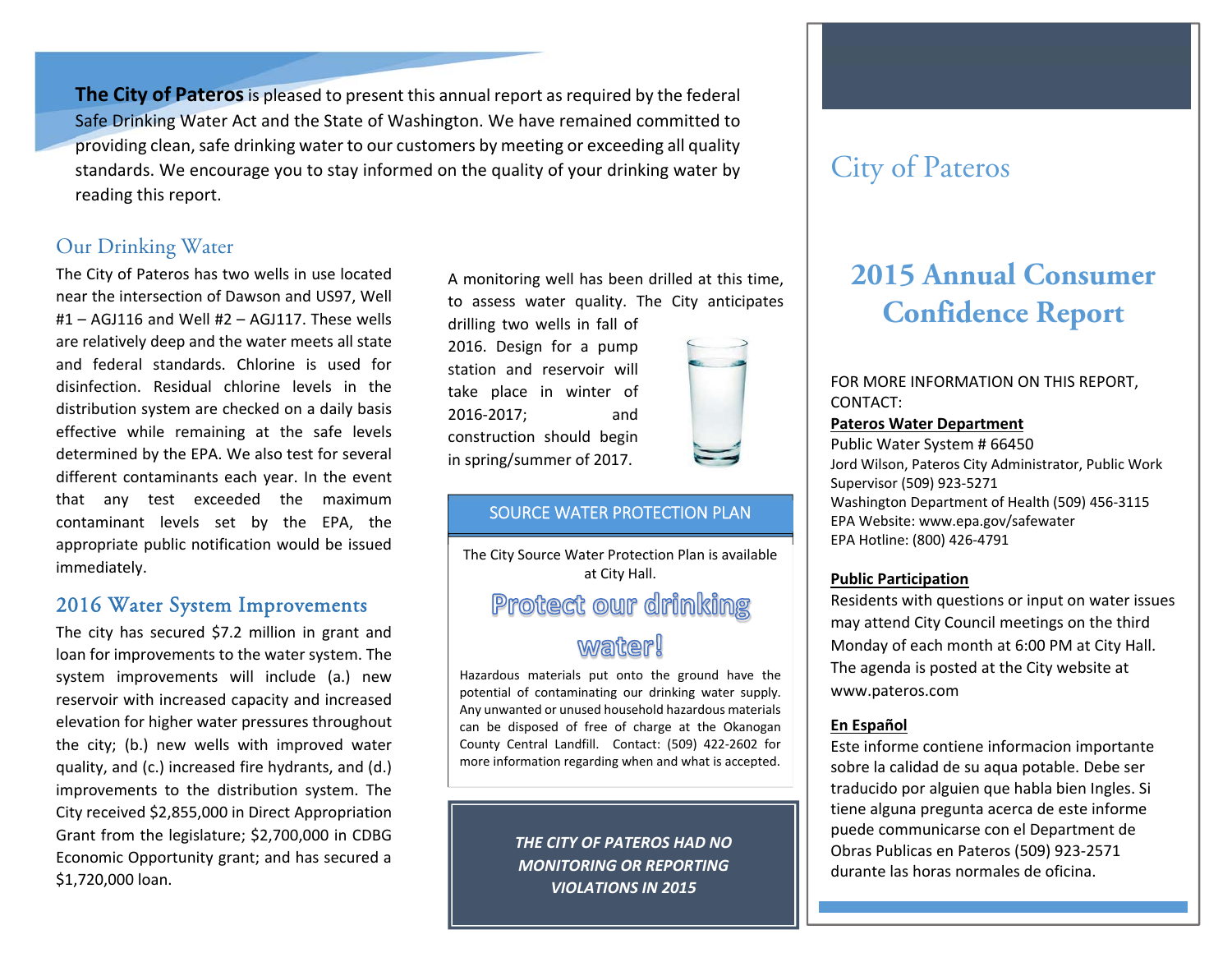**The City of Pateros** is pleased to present this annual report as required by the federal Safe Drinking Water Act and the State of Washington. We have remained committed to providing clean, safe drinking water to our customers by meeting or exceeding all quality standards. We encourage you to stay informed on the quality of your drinking water by reading this report.

## Our Drinking Water

The City of Pateros has two wells in use located near the intersection of Dawson and US97, Well #1 – AGJ116 and Well #2 – AGJ117. These wells are relatively deep and the water meets all state and federal standards. Chlorine is used for disinfection. Residual chlorine levels in the distribution system are checked on a daily basis effective while remaining at the safe levels determined by the EPA. We also test for several different contaminants each year. In the event that any test exceeded the maximum contaminant levels set by the EPA, the appropriate public notification would be issued immediately.

## 2016 Water System Improvements

The city has secured $7.2 million in grant and loan for improvements to the water system. The system improvements will include (a.) new reservoir with increased capacity and increased elevation for higher water pressures throughout the city; (b.) new wells with improved water quality, and (c.) increased fire hydrants, and (d.) improvements to the distribution system. The City received $2,855,000 in Direct Appropriation Grant from the legislature; $2,700,000 in CDBG Economic Opportunity grant; and has secured a $1,720,000 loan.

A monitoring well has been drilled at this time, to assess water quality. The City anticipates drilling two wells in fall of 2016. Design for a pump station and reservoir will take place in winter of 2016-2017; and construction should begin in spring/summer of 2017.

### SOURCE WATER PROTECTION PLAN

The City Source Water Protection Plan is available at City Hall.

**Protect our drinking water!**

Hazardous materials put onto the ground have the potential of contaminating our drinking water supply. Any unwanted or unused household hazardous materials can be disposed of free of charge at the Okanogan County Central Landfill. Contact: (509) 422-2602 for more information regarding when and what is accepted.

***THE CITY OF PATEROS HAD NO MONITORING OR REPORTING VIOLATIONS IN 2015***

# City of Pateros

# 2015 Annual Consumer Confidence Report

FOR MORE INFORMATION ON THIS REPORT, CONTACT:

**Pateros Water Department**
Public Water System # 66450
Jord Wilson, Pateros City Administrator, Public Work Supervisor (509) 923-5271
Washington Department of Health (509) 456-3115
EPA Website: www.epa.gov/safewater
EPA Hotline: (800) 426-4791

**Public Participation**

Residents with questions or input on water issues may attend City Council meetings on the third Monday of each month at 6:00 PM at City Hall. The agenda is posted at the City website at www.pateros.com

**En Español**

Este informe contiene informacion importante sobre la calidad de su aqua potable. Debe ser traducido por alguien que habla bien Ingles. Si tiene alguna pregunta acerca de este informe puede communicarse con el Department de Obras Publicas en Pateros (509) 923-2571 durante las horas normales de oficina.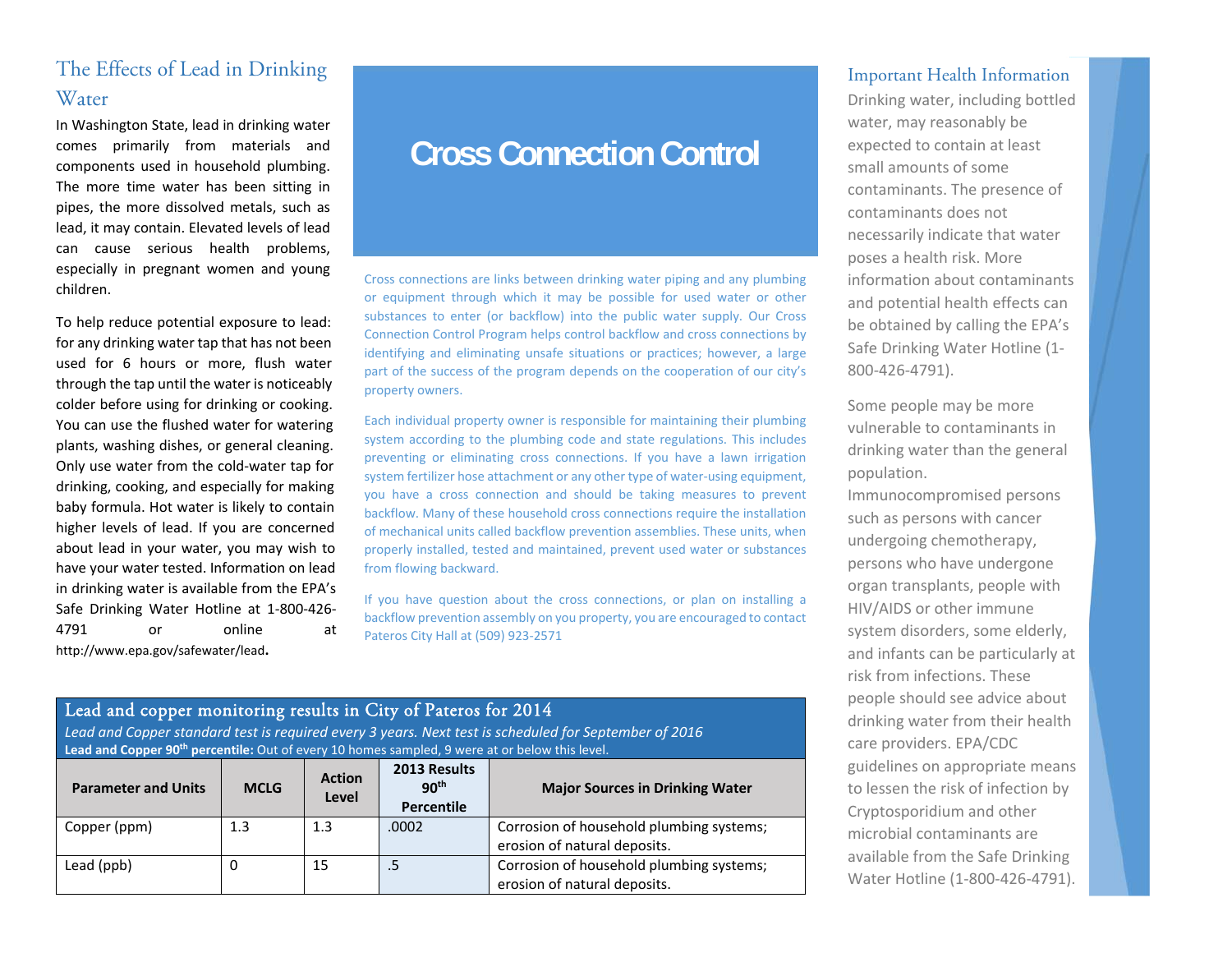## The Effects of Lead in Drinking Water

In Washington State, lead in drinking water comes primarily from materials and components used in household plumbing. The more time water has been sitting in pipes, the more dissolved metals, such as lead, it may contain. Elevated levels of lead can cause serious health problems, especially in pregnant women and young children.

To help reduce potential exposure to lead: for any drinking water tap that has not been used for 6 hours or more, flush water through the tap until the water is noticeably colder before using for drinking or cooking. You can use the flushed water for watering plants, washing dishes, or general cleaning. Only use water from the cold-water tap for drinking, cooking, and especially for making baby formula. Hot water is likely to contain higher levels of lead. If you are concerned about lead in your water, you may wish to have your water tested. Information on lead in drinking water is available from the EPA's Safe Drinking Water Hotline at 1-800-426-4791 or online at http://www.epa.gov/safewater/lead.

## Cross Connection Control

Cross connections are links between drinking water piping and any plumbing or equipment through which it may be possible for used water or other substances to enter (or backflow) into the public water supply. Our Cross Connection Control Program helps control backflow and cross connections by identifying and eliminating unsafe situations or practices; however, a large part of the success of the program depends on the cooperation of our city's property owners.

Each individual property owner is responsible for maintaining their plumbing system according to the plumbing code and state regulations. This includes preventing or eliminating cross connections. If you have a lawn irrigation system fertilizer hose attachment or any other type of water-using equipment, you have a cross connection and should be taking measures to prevent backflow. Many of these household cross connections require the installation of mechanical units called backflow prevention assemblies. These units, when properly installed, tested and maintained, prevent used water or substances from flowing backward.

If you have question about the cross connections, or plan on installing a backflow prevention assembly on you property, you are encouraged to contact Pateros City Hall at (509) 923-2571

## Lead and copper monitoring results in City of Pateros for 2014

*Lead and Copper standard test is required every 3 years. Next test is scheduled for September of 2016*

**Lead and Copper 90th percentile:** Out of every 10 homes sampled, 9 were at or below this level.

| Parameter and Units | MCLG | Action Level | 2013 Results 90th Percentile | Major Sources in Drinking Water |
|---|---|---|---|---|
| Copper (ppm) | 1.3 | 1.3 | .0002 | Corrosion of household plumbing systems; erosion of natural deposits. |
| Lead (ppb) | 0 | 15 | .5 | Corrosion of household plumbing systems; erosion of natural deposits. |

## Important Health Information

Drinking water, including bottled water, may reasonably be expected to contain at least small amounts of some contaminants. The presence of contaminants does not necessarily indicate that water poses a health risk. More information about contaminants and potential health effects can be obtained by calling the EPA's Safe Drinking Water Hotline (1-800-426-4791).

Some people may be more vulnerable to contaminants in drinking water than the general population. Immunocompromised persons such as persons with cancer undergoing chemotherapy, persons who have undergone organ transplants, people with HIV/AIDS or other immune system disorders, some elderly, and infants can be particularly at risk from infections. These people should see advice about drinking water from their health care providers. EPA/CDC guidelines on appropriate means to lessen the risk of infection by Cryptosporidium and other microbial contaminants are available from the Safe Drinking Water Hotline (1-800-426-4791).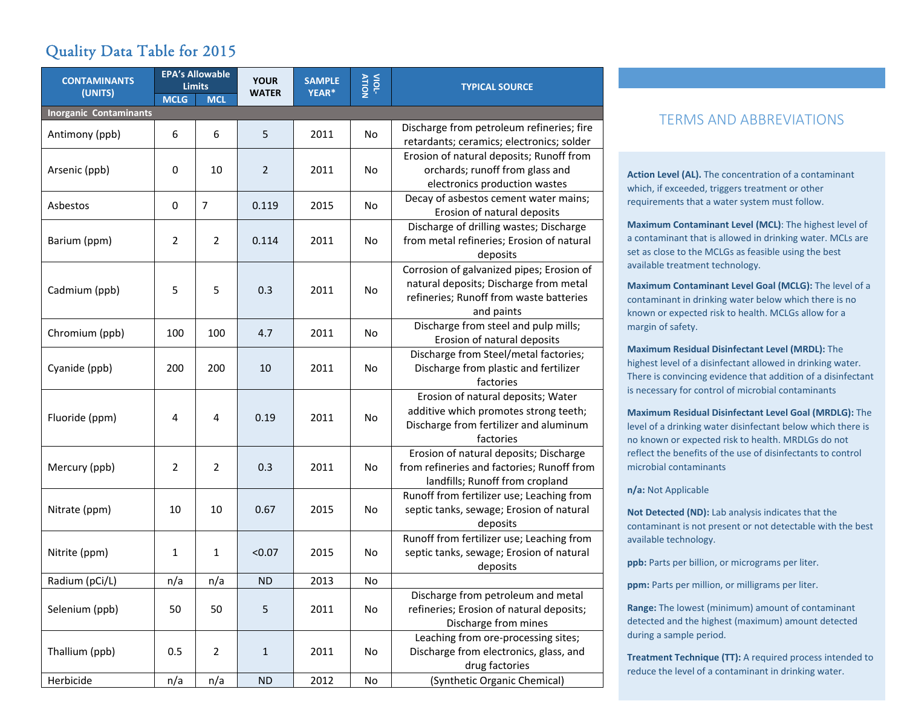## Quality Data Table for 2015

| CONTAMINANTS (UNITS) | EPA's Allowable Limits | | YOUR WATER | SAMPLE YEAR* | VIOLATION | TYPICAL SOURCE |
|---|---|---|---|---|---|---|
| | MCLG | MCL | | | | |
| **Inorganic Contaminants** | | | | | | |
| Antimony (ppb) | 6 | 6 | 5 | 2011 | No | Discharge from petroleum refineries; fire retardants; ceramics; electronics; solder |
| Arsenic (ppb) | 0 | 10 | 2 | 2011 | No | Erosion of natural deposits; Runoff from orchards; runoff from glass and electronics production wastes |
| Asbestos | 0 | 7 | 0.119 | 2015 | No | Decay of asbestos cement water mains; Erosion of natural deposits |
| Barium (ppm) | 2 | 2 | 0.114 | 2011 | No | Discharge of drilling wastes; Discharge from metal refineries; Erosion of natural deposits |
| Cadmium (ppb) | 5 | 5 | 0.3 | 2011 | No | Corrosion of galvanized pipes; Erosion of natural deposits; Discharge from metal refineries; Runoff from waste batteries and paints |
| Chromium (ppb) | 100 | 100 | 4.7 | 2011 | No | Discharge from steel and pulp mills; Erosion of natural deposits |
| Cyanide (ppb) | 200 | 200 | 10 | 2011 | No | Discharge from Steel/metal factories; Discharge from plastic and fertilizer factories |
| Fluoride (ppm) | 4 | 4 | 0.19 | 2011 | No | Erosion of natural deposits; Water additive which promotes strong teeth; Discharge from fertilizer and aluminum factories |
| Mercury (ppb) | 2 | 2 | 0.3 | 2011 | No | Erosion of natural deposits; Discharge from refineries and factories; Runoff from landfills; Runoff from cropland |
| Nitrate (ppm) | 10 | 10 | 0.67 | 2015 | No | Runoff from fertilizer use; Leaching from septic tanks, sewage; Erosion of natural deposits |
| Nitrite (ppm) | 1 | 1 | <0.07 | 2015 | No | Runoff from fertilizer use; Leaching from septic tanks, sewage; Erosion of natural deposits |
| Radium (pCi/L) | n/a | n/a | ND | 2013 | No | |
| Selenium (ppb) | 50 | 50 | 5 | 2011 | No | Discharge from petroleum and metal refineries; Erosion of natural deposits; Discharge from mines |
| Thallium (ppb) | 0.5 | 2 | 1 | 2011 | No | Leaching from ore-processing sites; Discharge from electronics, glass, and drug factories |
| Herbicide | n/a | n/a | ND | 2012 | No | (Synthetic Organic Chemical) |

## TERMS AND ABBREVIATIONS

**Action Level (AL).** The concentration of a contaminant which, if exceeded, triggers treatment or other requirements that a water system must follow.

**Maximum Contaminant Level (MCL)**: The highest level of a contaminant that is allowed in drinking water. MCLs are set as close to the MCLGs as feasible using the best available treatment technology.

**Maximum Contaminant Level Goal (MCLG):** The level of a contaminant in drinking water below which there is no known or expected risk to health. MCLGs allow for a margin of safety.

**Maximum Residual Disinfectant Level (MRDL):** The highest level of a disinfectant allowed in drinking water. There is convincing evidence that addition of a disinfectant is necessary for control of microbial contaminants

**Maximum Residual Disinfectant Level Goal (MRDLG):** The level of a drinking water disinfectant below which there is no known or expected risk to health. MRDLGs do not reflect the benefits of the use of disinfectants to control microbial contaminants

**n/a:** Not Applicable

**Not Detected (ND):** Lab analysis indicates that the contaminant is not present or not detectable with the best available technology.

**ppb:** Parts per billion, or micrograms per liter.

**ppm:** Parts per million, or milligrams per liter.

**Range:** The lowest (minimum) amount of contaminant detected and the highest (maximum) amount detected during a sample period.

**Treatment Technique (TT):** A required process intended to reduce the level of a contaminant in drinking water.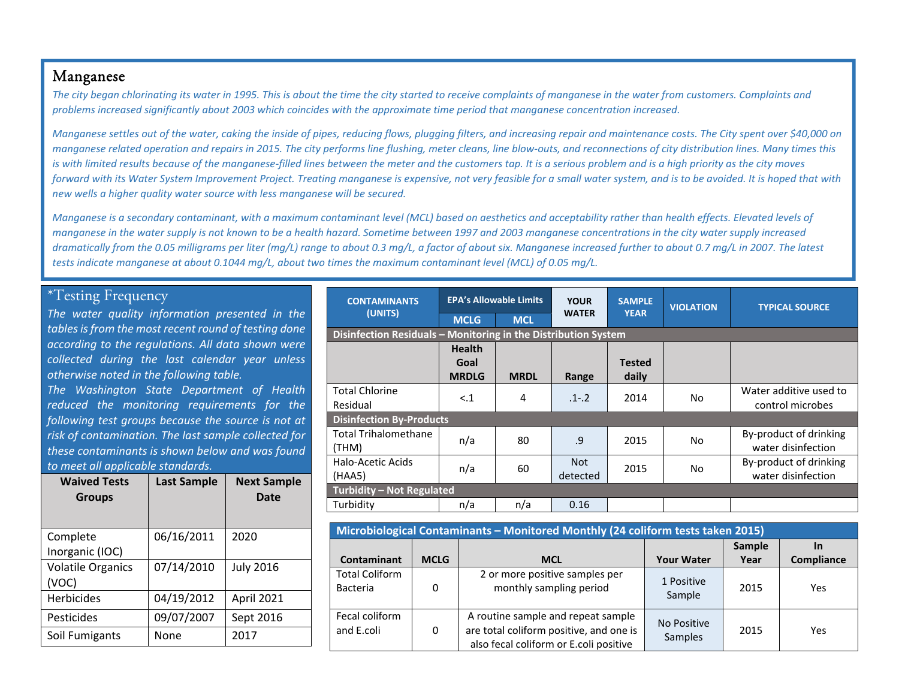## Manganese

*The city began chlorinating its water in 1995. This is about the time the city started to receive complaints of manganese in the water from customers. Complaints and problems increased significantly about 2003 which coincides with the approximate time period that manganese concentration increased.*

*Manganese settles out of the water, caking the inside of pipes, reducing flows, plugging filters, and increasing repair and maintenance costs. The City spent over $40,000 on manganese related operation and repairs in 2015. The city performs line flushing, meter cleans, line blow-outs, and reconnections of city distribution lines. Many times this is with limited results because of the manganese-filled lines between the meter and the customers tap. It is a serious problem and is a high priority as the city moves forward with its Water System Improvement Project. Treating manganese is expensive, not very feasible for a small water system, and is to be avoided. It is hoped that with new wells a higher quality water source with less manganese will be secured.*

*Manganese is a secondary contaminant, with a maximum contaminant level (MCL) based on aesthetics and acceptability rather than health effects. Elevated levels of manganese in the water supply is not known to be a health hazard. Sometime between 1997 and 2003 manganese concentrations in the city water supply increased dramatically from the 0.05 milligrams per liter (mg/L) range to about 0.3 mg/L, a factor of about six. Manganese increased further to about 0.7 mg/L in 2007. The latest tests indicate manganese at about 0.1044 mg/L, about two times the maximum contaminant level (MCL) of 0.05 mg/L.*

## *Testing Frequency

*The water quality information presented in the tables is from the most recent round of testing done according to the regulations. All data shown were collected during the last calendar year unless otherwise noted in the following table.*

*The Washington State Department of Health reduced the monitoring requirements for the following test groups because the source is not at risk of contamination. The last sample collected for these contaminants is shown below and was found to meet all applicable standards.*

| Waived Tests Groups | Last Sample | Next Sample Date |
|---|---|---|
| Complete Inorganic (IOC) | 06/16/2011 | 2020 |
| Volatile Organics (VOC) | 07/14/2010 | July 2016 |
| Herbicides | 04/19/2012 | April 2021 |
| Pesticides | 09/07/2007 | Sept 2016 |
| Soil Fumigants | None | 2017 |

| CONTAMINANTS (UNITS) | EPA's Allowable Limits | | YOUR WATER | SAMPLE YEAR | VIOLATION | TYPICAL SOURCE |
|---|---|---|---|---|---|---|
| | MCLG | MCL | | | | |
| **Disinfection Residuals – Monitoring in the Distribution System** | | | | | | |
| | Health Goal MRDLG | MRDL | Range | Tested daily | | |
| Total Chlorine Residual | <.1 | 4 | .1-.2 | 2014 | No | Water additive used to control microbes |
| **Disinfection By-Products** | | | | | | |
| Total Trihalomethane (THM) | n/a | 80 | .9 | 2015 | No | By-product of drinking water disinfection |
| Halo-Acetic Acids (HAA5) | n/a | 60 | Not detected | 2015 | No | By-product of drinking water disinfection |
| **Turbidity – Not Regulated** | | | | | | |
| Turbidity | n/a | n/a | 0.16 | | | |

**Microbiological Contaminants – Monitored Monthly (24 coliform tests taken 2015)**

| Contaminant | MCLG | MCL | Your Water | Sample Year | In Compliance |
|---|---|---|---|---|---|
| Total Coliform Bacteria | 0 | 2 or more positive samples per monthly sampling period | 1 Positive Sample | 2015 | Yes |
| Fecal coliform and E.coli | 0 | A routine sample and repeat sample are total coliform positive, and one is also fecal coliform or E.coli positive | No Positive Samples | 2015 | Yes |